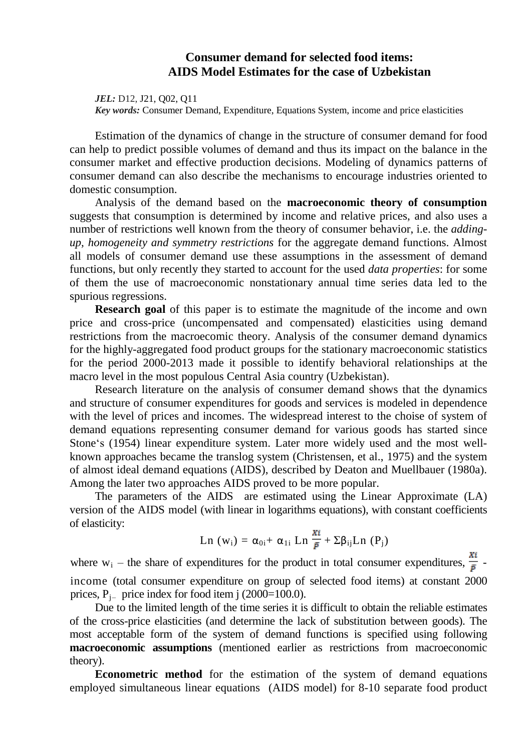# Consumer demand for selected food items: AIDS Model Estimates for the case of Uzbekistan

*JEL:* D12, J21, Q02, Q11
*Key words:* Consumer Demand, Expenditure, Equations System, income and price elasticities

Estimation of the dynamics of change in the structure of consumer demand for food can help to predict possible volumes of demand and thus its impact on the balance in the consumer market and effective production decisions. Modeling of dynamics patterns of consumer demand can also describe the mechanisms to encourage industries oriented to domestic consumption.

Analysis of the demand based on the **macroeconomic theory of consumption** suggests that consumption is determined by income and relative prices, and also uses a number of restrictions well known from the theory of consumer behavior, i.e. the *adding-up, homogeneity and symmetry restrictions* for the aggregate demand functions. Almost all models of consumer demand use these assumptions in the assessment of demand functions, but only recently they started to account for the used *data properties*: for some of them the use of macroeconomic nonstationary annual time series data led to the spurious regressions.

**Research goal** of this paper is to estimate the magnitude of the income and own price and cross-price (uncompensated and compensated) elasticities using demand restrictions from the macroecomic theory. Analysis of the consumer demand dynamics for the highly-aggregated food product groups for the stationary macroeconomic statistics for the period 2000-2013 made it possible to identify behavioral relationships at the macro level in the most populous Central Asia country (Uzbekistan).

Research literature on the analysis of consumer demand shows that the dynamics and structure of consumer expenditures for goods and services is modeled in dependence with the level of prices and incomes. The widespread interest to the choise of system of demand equations representing consumer demand for various goods has started since Stone‘s (1954) linear expenditure system. Later more widely used and the most well-known approaches became the translog system (Christensen, et al., 1975) and the system of almost ideal demand equations (AIDS), described by Deaton and Muellbauer (1980a). Among the later two approaches AIDS proved to be more popular.

The parameters of the AIDS are estimated using the Linear Approximate (LA) version of the AIDS model (with linear in logarithms equations), with constant coefficients of elasticity:

$$\text{Ln}\,(w_i) = \alpha_{0i} + \alpha_{1i}\,\text{Ln}\,\frac{Xi}{P} + \Sigma\beta_{ij}\text{Ln}\,(P_j)$$

where $w_i$ – the share of expenditures for the product in total consumer expenditures, $\frac{Xi}{P}$ - income (total consumer expenditure on group of selected food items) at constant 2000 prices, $P_j$ – price index for food item j (2000=100.0).

Due to the limited length of the time series it is difficult to obtain the reliable estimates of the cross-price elasticities (and determine the lack of substitution between goods). The most acceptable form of the system of demand functions is specified using following **macroeconomic assumptions** (mentioned earlier as restrictions from macroeconomic theory).

**Econometric method** for the estimation of the system of demand equations employed simultaneous linear equations (AIDS model) for 8-10 separate food product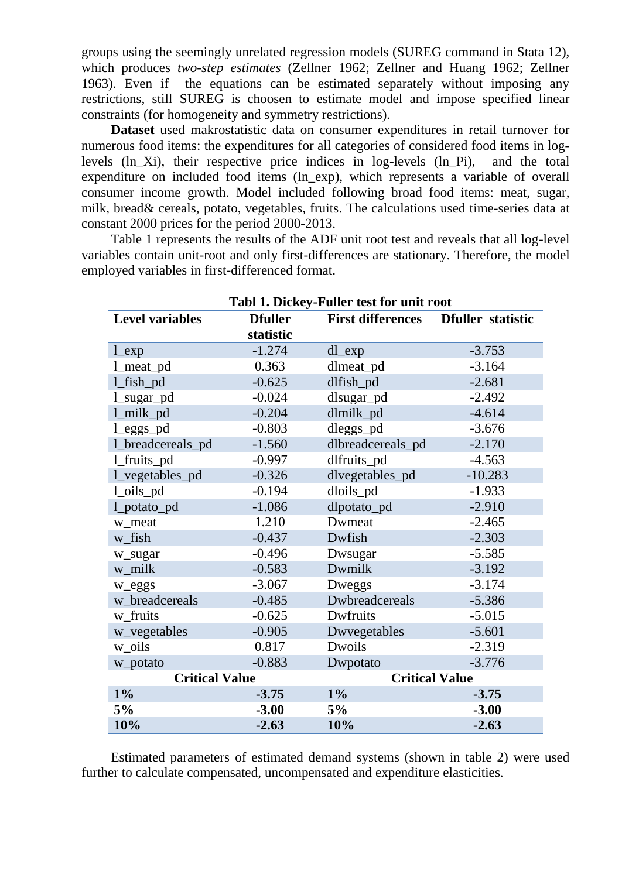groups using the seemingly unrelated regression models (SUREG command in Stata 12), which produces *two-step estimates* (Zellner 1962; Zellner and Huang 1962; Zellner 1963). Even if the equations can be estimated separately without imposing any restrictions, still SUREG is choosen to estimate model and impose specified linear constraints (for homogeneity and symmetry restrictions).

**Dataset** used makrostatistic data on consumer expenditures in retail turnover for numerous food items: the expenditures for all categories of considered food items in log-levels (ln_Xi), their respective price indices in log-levels (ln_Pi), and the total expenditure on included food items (ln_exp), which represents a variable of overall consumer income growth. Model included following broad food items: meat, sugar, milk, bread& cereals, potato, vegetables, fruits. The calculations used time-series data at constant 2000 prices for the period 2000-2013.

Table 1 represents the results of the ADF unit root test and reveals that all log-level variables contain unit-root and only first-differences are stationary. Therefore, the model employed variables in first-differenced format.

**Tabl 1. Dickey-Fuller test for unit root**

| **Level variables** | **Dfuller statistic** | **First differences** | **Dfuller statistic** |
|---|---|---|---|
| l_exp | -1.274 | dl_exp | -3.753 |
| l_meat_pd | 0.363 | dlmeat_pd | -3.164 |
| l_fish_pd | -0.625 | dlfish_pd | -2.681 |
| l_sugar_pd | -0.024 | dlsugar_pd | -2.492 |
| l_milk_pd | -0.204 | dlmilk_pd | -4.614 |
| l_eggs_pd | -0.803 | dleggs_pd | -3.676 |
| l_breadcereals_pd | -1.560 | dlbreadcereals_pd | -2.170 |
| l_fruits_pd | -0.997 | dlfruits_pd | -4.563 |
| l_vegetables_pd | -0.326 | dlvegetables_pd | -10.283 |
| l_oils_pd | -0.194 | dloils_pd | -1.933 |
| l_potato_pd | -1.086 | dlpotato_pd | -2.910 |
| w_meat | 1.210 | Dwmeat | -2.465 |
| w_fish | -0.437 | Dwfish | -2.303 |
| w_sugar | -0.496 | Dwsugar | -5.585 |
| w_milk | -0.583 | Dwmilk | -3.192 |
| w_eggs | -3.067 | Dweggs | -3.174 |
| w_breadcereals | -0.485 | Dwbreadcereals | -5.386 |
| w_fruits | -0.625 | Dwfruits | -5.015 |
| w_vegetables | -0.905 | Dwvegetables | -5.601 |
| w_oils | 0.817 | Dwoils | -2.319 |
| w_potato | -0.883 | Dwpotato | -3.776 |
| **Critical Value** | | **Critical Value** | |
| **1%** | **-3.75** | **1%** | **-3.75** |
| **5%** | **-3.00** | **5%** | **-3.00** |
| **10%** | **-2.63** | **10%** | **-2.63** |

Estimated parameters of estimated demand systems (shown in table 2) were used further to calculate compensated, uncompensated and expenditure elasticities.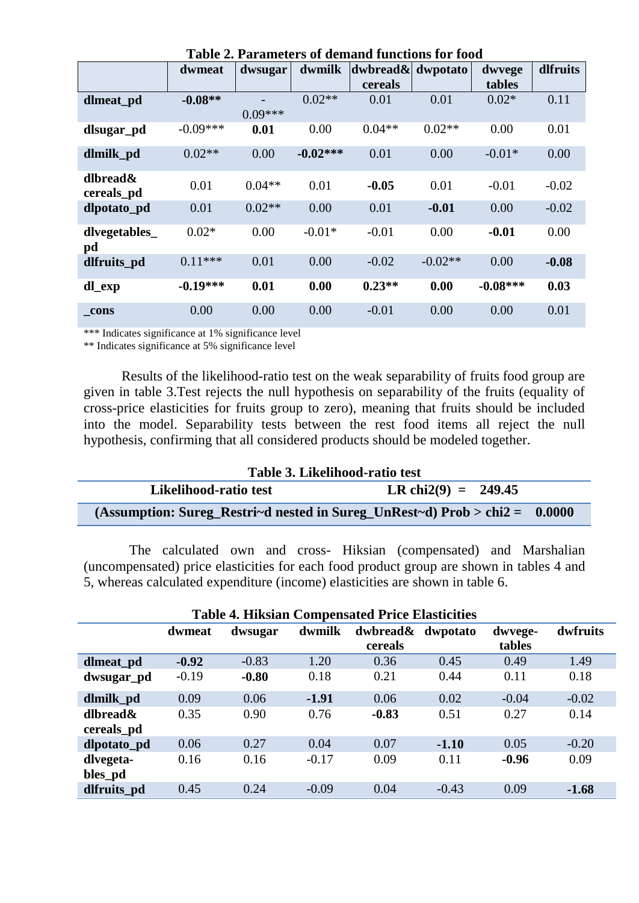**Table 2. Parameters of demand functions for food**

| | dwmeat | dwsugar | dwmilk | dwbread& cereals | dwpotato | dwvege tables | dlfruits |
|---|---|---|---|---|---|---|---|
| **dlmeat_pd** | **-0.08\*\*** | -0.09\*\*\* | 0.02\*\* | 0.01 | 0.01 | 0.02\* | 0.11 |
| **dlsugar_pd** | -0.09\*\*\* | **0.01** | 0.00 | 0.04\*\* | 0.02\*\* | 0.00 | 0.01 |
| **dlmilk_pd** | 0.02\*\* | 0.00 | **-0.02\*\*\*** | 0.01 | 0.00 | -0.01\* | 0.00 |
| **dlbread& cereals_pd** | 0.01 | 0.04\*\* | 0.01 | **-0.05** | 0.01 | -0.01 | -0.02 |
| **dlpotato_pd** | 0.01 | 0.02\*\* | 0.00 | 0.01 | **-0.01** | 0.00 | -0.02 |
| **dlvegetables_ pd** | 0.02\* | 0.00 | -0.01\* | -0.01 | 0.00 | **-0.01** | 0.00 |
| **dlfruits_pd** | 0.11\*\*\* | 0.01 | 0.00 | -0.02 | -0.02\*\* | 0.00 | **-0.08** |
| **dl_exp** | **-0.19\*\*\*** | **0.01** | **0.00** | **0.23\*\*** | **0.00** | **-0.08\*\*\*** | **0.03** |
| **_cons** | 0.00 | 0.00 | 0.00 | -0.01 | 0.00 | 0.00 | 0.01 |

\*\*\* Indicates significance at 1% significance level
\*\* Indicates significance at 5% significance level

Results of the likelihood-ratio test on the weak separability of fruits food group are given in table 3.Test rejects the null hypothesis on separability of the fruits (equality of cross-price elasticities for fruits group to zero), meaning that fruits should be included into the model. Separability tests between the rest food items all reject the null hypothesis, confirming that all considered products should be modeled together.

**Table 3. Likelihood-ratio test**

| Likelihood-ratio test | LR chi2(9) = 249.45 |
|---|---|
| **(Assumption: Sureg_Restri~d nested in Sureg_UnRest~d) Prob > chi2 =** | **0.0000** |

The calculated own and cross- Hiksian (compensated) and Marshalian (uncompensated) price elasticities for each food product group are shown in tables 4 and 5, whereas calculated expenditure (income) elasticities are shown in table 6.

**Table 4. Hiksian Compensated Price Elasticities**

| | dwmeat | dwsugar | dwmilk | dwbread& cereals | dwpotato | dwvege-tables | dwfruits |
|---|---|---|---|---|---|---|---|
| **dlmeat_pd** | **-0.92** | -0.83 | 1.20 | 0.36 | 0.45 | 0.49 | 1.49 |
| **dwsugar_pd** | -0.19 | **-0.80** | 0.18 | 0.21 | 0.44 | 0.11 | 0.18 |
| **dlmilk_pd** | 0.09 | 0.06 | **-1.91** | 0.06 | 0.02 | -0.04 | -0.02 |
| **dlbread& cereals_pd** | 0.35 | 0.90 | 0.76 | **-0.83** | 0.51 | 0.27 | 0.14 |
| **dlpotato_pd** | 0.06 | 0.27 | 0.04 | 0.07 | **-1.10** | 0.05 | -0.20 |
| **dlvegeta-bles_pd** | 0.16 | 0.16 | -0.17 | 0.09 | 0.11 | **-0.96** | 0.09 |
| **dlfruits_pd** | 0.45 | 0.24 | -0.09 | 0.04 | -0.43 | 0.09 | **-1.68** |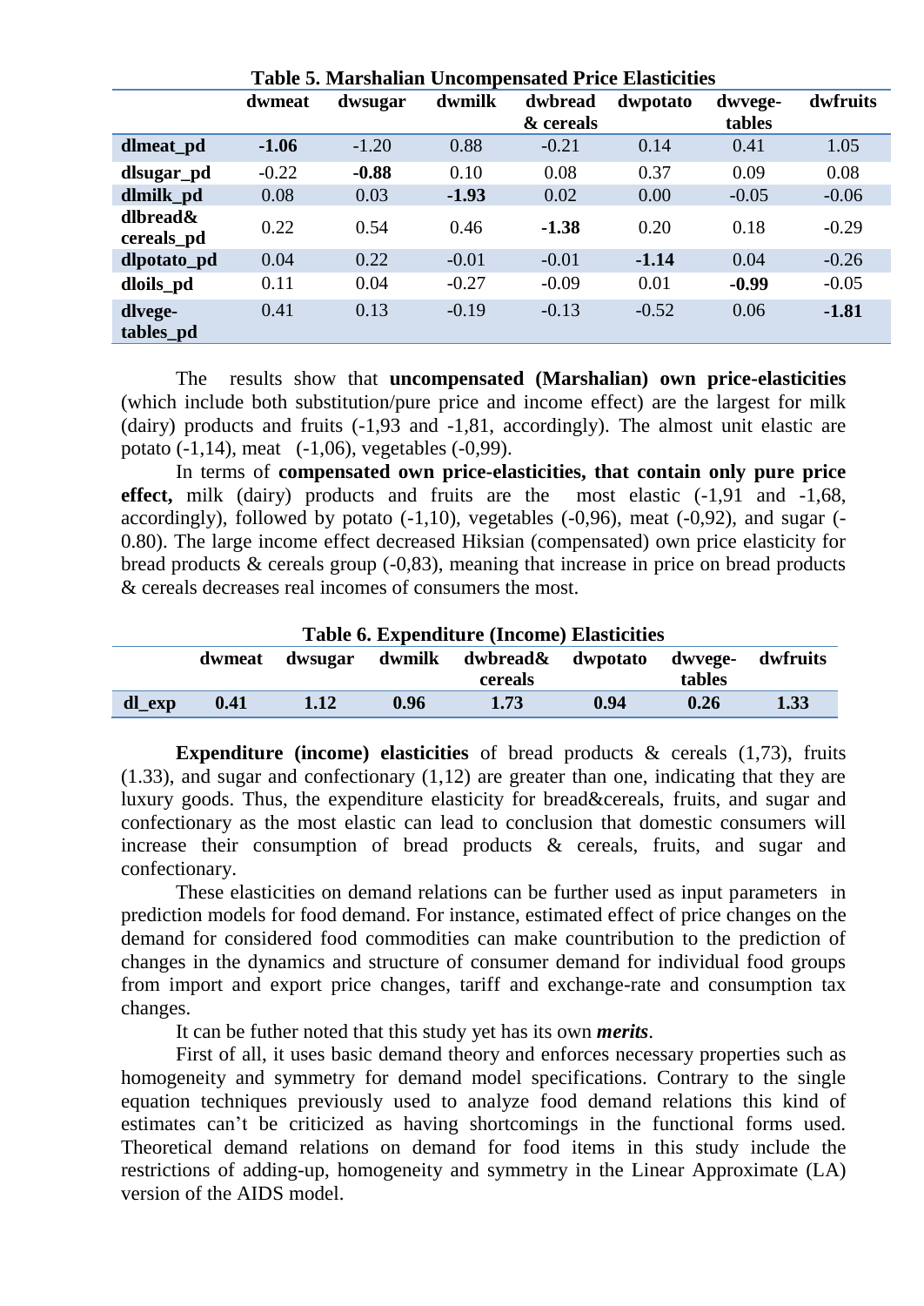**Table 5. Marshalian Uncompensated Price Elasticities**

| | dwmeat | dwsugar | dwmilk | dwbread & cereals | dwpotato | dwvege-tables | dwfruits |
|---|---|---|---|---|---|---|---|
| **dlmeat_pd** | **-1.06** | -1.20 | 0.88 | -0.21 | 0.14 | 0.41 | 1.05 |
| **dlsugar_pd** | -0.22 | **-0.88** | 0.10 | 0.08 | 0.37 | 0.09 | 0.08 |
| **dlmilk_pd** | 0.08 | 0.03 | **-1.93** | 0.02 | 0.00 | -0.05 | -0.06 |
| **dlbread& cereals_pd** | 0.22 | 0.54 | 0.46 | **-1.38** | 0.20 | 0.18 | -0.29 |
| **dlpotato_pd** | 0.04 | 0.22 | -0.01 | -0.01 | **-1.14** | 0.04 | -0.26 |
| **dloils_pd** | 0.11 | 0.04 | -0.27 | -0.09 | 0.01 | **-0.99** | -0.05 |
| **dlvege-tables_pd** | 0.41 | 0.13 | -0.19 | -0.13 | -0.52 | 0.06 | **-1.81** |

The results show that **uncompensated (Marshalian) own price-elasticities** (which include both substitution/pure price and income effect) are the largest for milk (dairy) products and fruits (-1,93 and -1,81, accordingly). The almost unit elastic are potato (-1,14), meat (-1,06), vegetables (-0,99).

In terms of **compensated own price-elasticities, that contain only pure price effect,** milk (dairy) products and fruits are the most elastic (-1,91 and -1,68, accordingly), followed by potato (-1,10), vegetables (-0,96), meat (-0,92), and sugar (-0.80). The large income effect decreased Hiksian (compensated) own price elasticity for bread products & cereals group (-0,83), meaning that increase in price on bread products & cereals decreases real incomes of consumers the most.

**Table 6. Expenditure (Income) Elasticities**

| | dwmeat | dwsugar | dwmilk | dwbread& cereals | dwpotato | dwvege-tables | dwfruits |
|---|---|---|---|---|---|---|---|
| **dl_exp** | **0.41** | **1.12** | **0.96** | **1.73** | **0.94** | **0.26** | **1.33** |

**Expenditure (income) elasticities** of bread products & cereals (1,73), fruits (1.33), and sugar and confectionary (1,12) are greater than one, indicating that they are luxury goods. Thus, the expenditure elasticity for bread&cereals, fruits, and sugar and confectionary as the most elastic can lead to conclusion that domestic consumers will increase their consumption of bread products & cereals, fruits, and sugar and confectionary.

These elasticities on demand relations can be further used as input parameters in prediction models for food demand. For instance, estimated effect of price changes on the demand for considered food commodities can make countribution to the prediction of changes in the dynamics and structure of consumer demand for individual food groups from import and export price changes, tariff and exchange-rate and consumption tax changes.

It can be futher noted that this study yet has its own ***merits***.

First of all, it uses basic demand theory and enforces necessary properties such as homogeneity and symmetry for demand model specifications. Contrary to the single equation techniques previously used to analyze food demand relations this kind of estimates can't be criticized as having shortcomings in the functional forms used. Theoretical demand relations on demand for food items in this study include the restrictions of adding-up, homogeneity and symmetry in the Linear Approximate (LA) version of the AIDS model.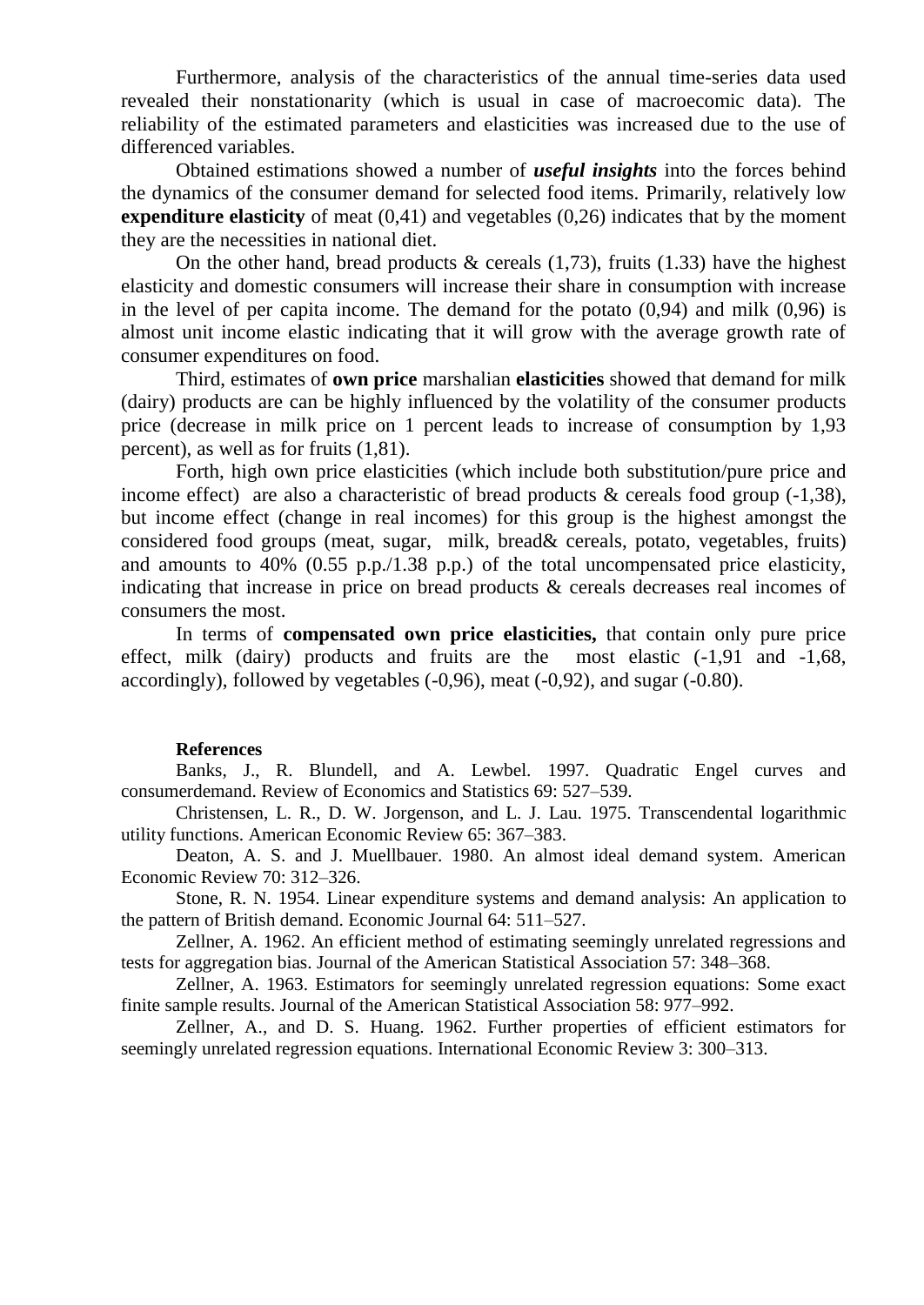Furthermore, analysis of the characteristics of the annual time-series data used revealed their nonstationarity (which is usual in case of macroecomic data). The reliability of the estimated parameters and elasticities was increased due to the use of differenced variables.

Obtained estimations showed a number of ***useful insights*** into the forces behind the dynamics of the consumer demand for selected food items. Primarily, relatively low **expenditure elasticity** of meat (0,41) and vegetables (0,26) indicates that by the moment they are the necessities in national diet.

On the other hand, bread products & cereals (1,73), fruits (1.33) have the highest elasticity and domestic consumers will increase their share in consumption with increase in the level of per capita income. The demand for the potato (0,94) and milk (0,96) is almost unit income elastic indicating that it will grow with the average growth rate of consumer expenditures on food.

Third, estimates of **own price** marshalian **elasticities** showed that demand for milk (dairy) products are can be highly influenced by the volatility of the consumer products price (decrease in milk price on 1 percent leads to increase of consumption by 1,93 percent), as well as for fruits (1,81).

Forth, high own price elasticities (which include both substitution/pure price and income effect) are also a characteristic of bread products & cereals food group (-1,38), but income effect (change in real incomes) for this group is the highest amongst the considered food groups (meat, sugar, milk, bread& cereals, potato, vegetables, fruits) and amounts to 40% (0.55 p.p./1.38 p.p.) of the total uncompensated price elasticity, indicating that increase in price on bread products & cereals decreases real incomes of consumers the most.

In terms of **compensated own price elasticities,** that contain only pure price effect, milk (dairy) products and fruits are the most elastic (-1,91 and -1,68, accordingly), followed by vegetables (-0,96), meat (-0,92), and sugar (-0.80).

**References**

Banks, J., R. Blundell, and A. Lewbel. 1997. Quadratic Engel curves and consumerdemand. Review of Economics and Statistics 69: 527–539.

Christensen, L. R., D. W. Jorgenson, and L. J. Lau. 1975. Transcendental logarithmic utility functions. American Economic Review 65: 367–383.

Deaton, A. S. and J. Muellbauer. 1980. An almost ideal demand system. American Economic Review 70: 312–326.

Stone, R. N. 1954. Linear expenditure systems and demand analysis: An application to the pattern of British demand. Economic Journal 64: 511–527.

Zellner, A. 1962. An efficient method of estimating seemingly unrelated regressions and tests for aggregation bias. Journal of the American Statistical Association 57: 348–368.

Zellner, A. 1963. Estimators for seemingly unrelated regression equations: Some exact finite sample results. Journal of the American Statistical Association 58: 977–992.

Zellner, A., and D. S. Huang. 1962. Further properties of efficient estimators for seemingly unrelated regression equations. International Economic Review 3: 300–313.